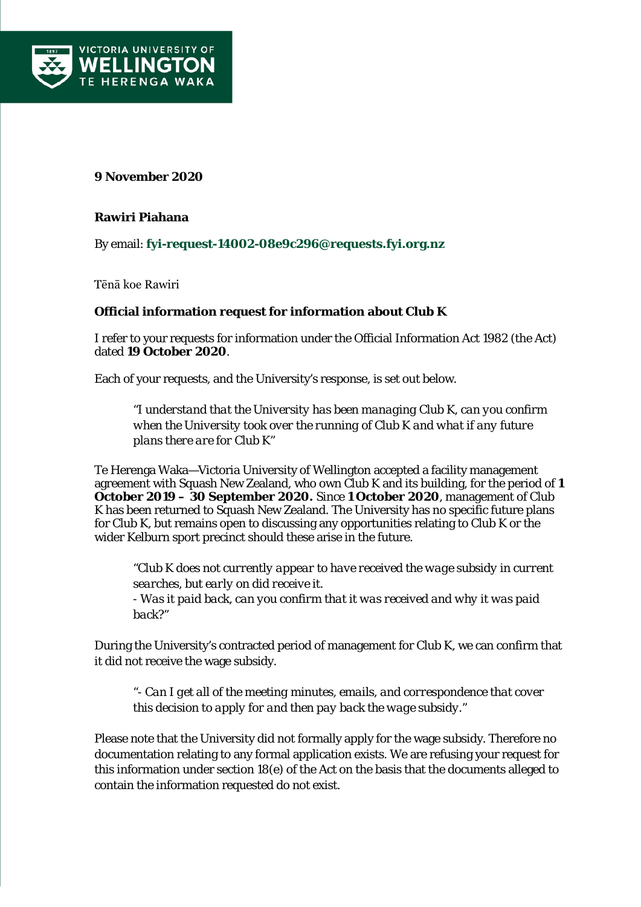**9 November 2020**

**Rawiri Piahana**

By email: **fyi-request-14002-08e9c296@requests.fyi.org.nz**

Tēnā koe Rawiri

**Official information request for information about Club K**

I refer to your requests for information under the Official Information Act 1982 (the Act) dated **19 October 2020**.

Each of your requests, and the University's response, is set out below.

> *"I understand that the University has been managing Club K, can you confirm when the University took over the running of Club K and what if any future plans there are for Club K"*

Te Herenga Waka—Victoria University of Wellington accepted a facility management agreement with Squash New Zealand, who own Club K and its building, for the period of **1 October 2019 – 30 September 2020.** Since **1 October 2020**, management of Club K has been returned to Squash New Zealand. The University has no specific future plans for Club K, but remains open to discussing any opportunities relating to Club K or the wider Kelburn sport precinct should these arise in the future.

> *"Club K does not currently appear to have received the wage subsidy in current searches, but early on did receive it.*
> *- Was it paid back, can you confirm that it was received and why it was paid back?"*

During the University's contracted period of management for Club K, we can confirm that it did not receive the wage subsidy.

> *"- Can I get all of the meeting minutes, emails, and correspondence that cover this decision to apply for and then pay back the wage subsidy."*

Please note that the University did not formally apply for the wage subsidy. Therefore no documentation relating to any formal application exists. We are refusing your request for this information under section 18(e) of the Act on the basis that the documents alleged to contain the information requested do not exist.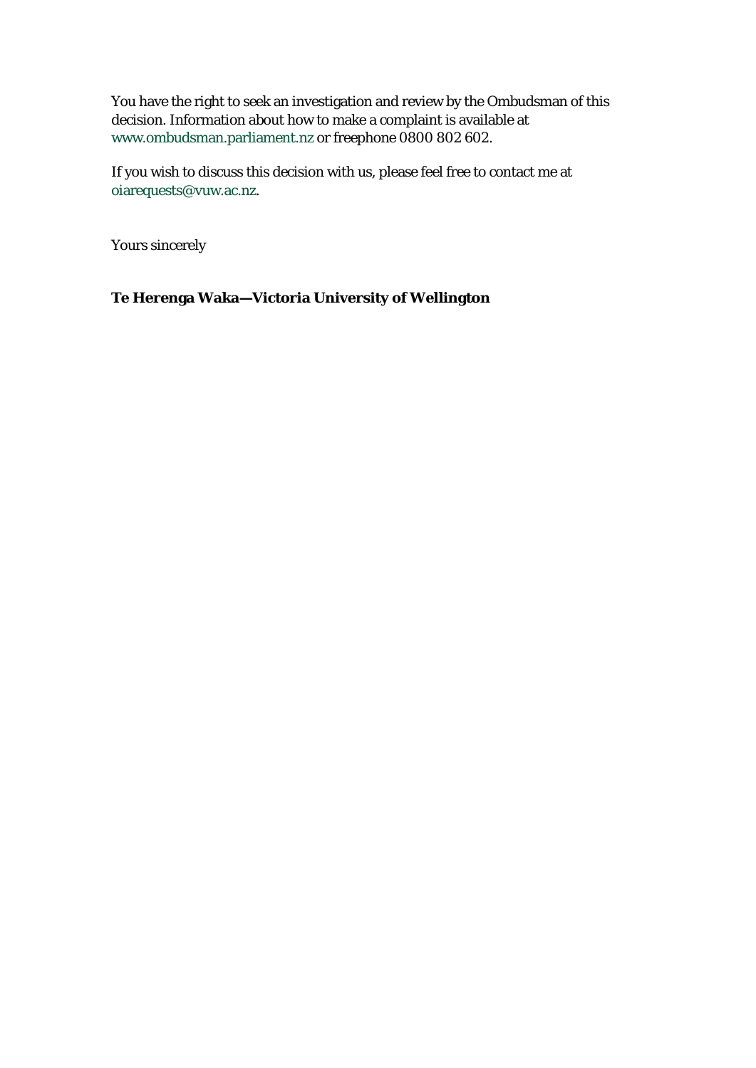You have the right to seek an investigation and review by the Ombudsman of this decision. Information about how to make a complaint is available at www.ombudsman.parliament.nz or freephone 0800 802 602.

If you wish to discuss this decision with us, please feel free to contact me at oiarequests@vuw.ac.nz.

Yours sincerely

**Te Herenga Waka—Victoria University of Wellington**